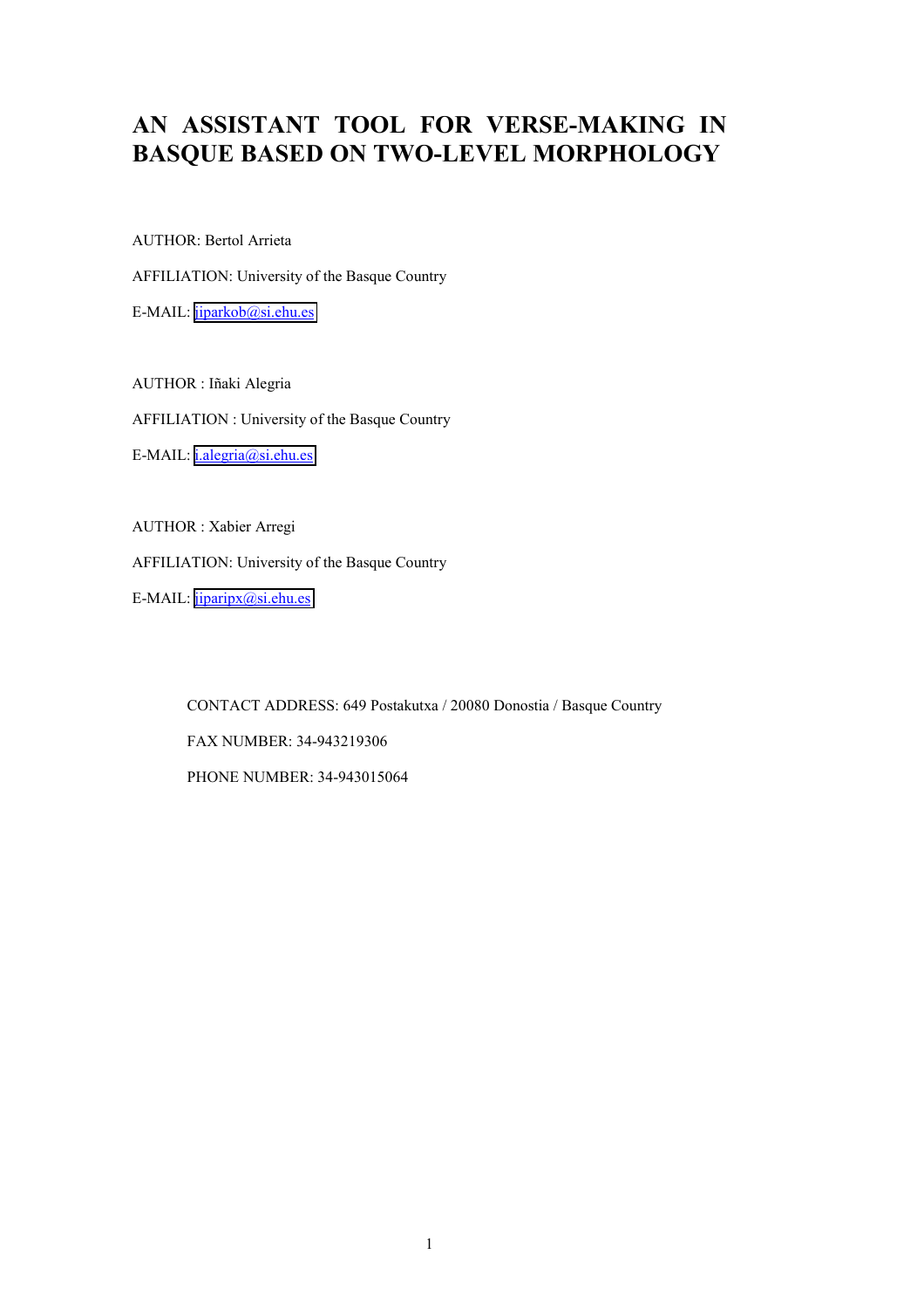# AN ASSISTANT TOOL FOR VERSE-MAKING IN BASQUE BASED ON TWO-LEVEL MORPHOLOGY

AUTHOR: Bertol Arrieta

AFFILIATION: University of the Basque Country

E-MAIL: jiparkob@si.ehu.es

AUTHOR : Iñaki Alegria

AFFILIATION : University of the Basque Country

E-MAIL: i.alegria@si.ehu.es

AUTHOR : Xabier Arregi

AFFILIATION: University of the Basque Country

E-MAIL: jiparipx@si.ehu.es

CONTACT ADDRESS: 649 Postakutxa / 20080 Donostia / Basque Country

FAX NUMBER: 34-943219306

PHONE NUMBER: 34-943015064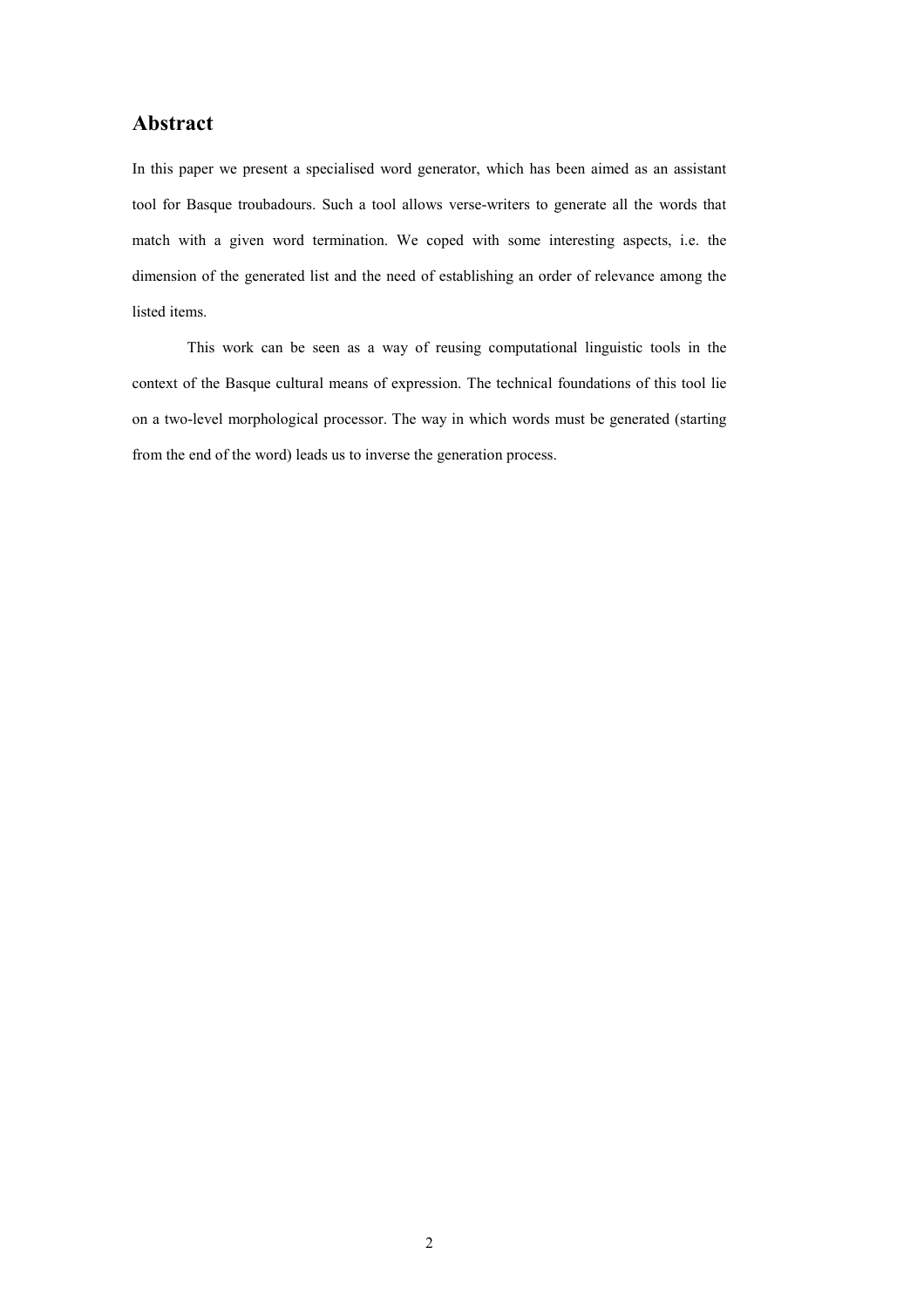## Abstract

In this paper we present a specialised word generator, which has been aimed as an assistant tool for Basque troubadours. Such a tool allows verse-writers to generate all the words that match with a given word termination. We coped with some interesting aspects, i.e. the dimension of the generated list and the need of establishing an order of relevance among the listed items.

This work can be seen as a way of reusing computational linguistic tools in the context of the Basque cultural means of expression. The technical foundations of this tool lie on a two-level morphological processor. The way in which words must be generated (starting from the end of the word) leads us to inverse the generation process.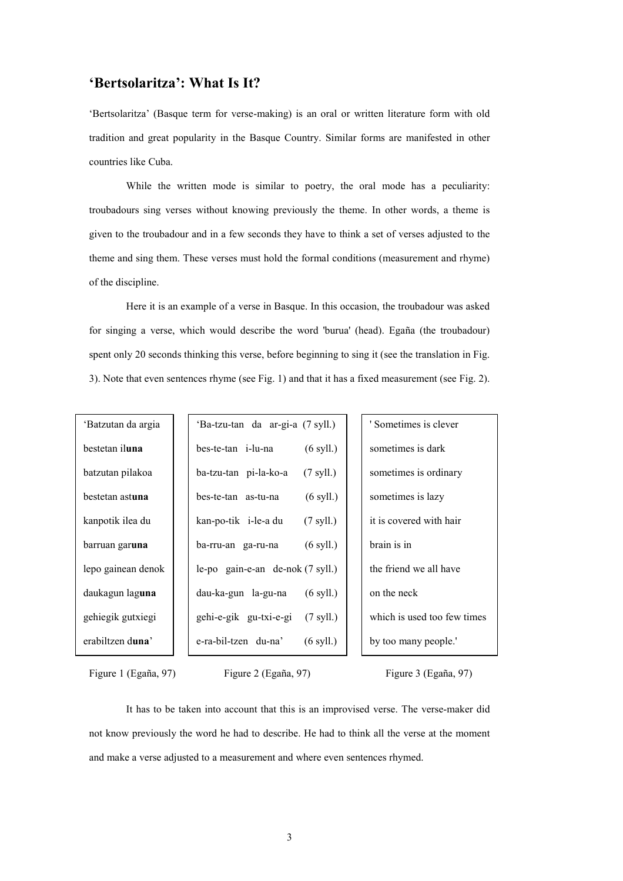## ‘Bertsolaritza’: What Is It?

‘Bertsolaritza’ (Basque term for verse-making) is an oral or written literature form with old tradition and great popularity in the Basque Country. Similar forms are manifested in other countries like Cuba.

While the written mode is similar to poetry, the oral mode has a peculiarity: troubadours sing verses without knowing previously the theme. In other words, a theme is given to the troubadour and in a few seconds they have to think a set of verses adjusted to the theme and sing them. These verses must hold the formal conditions (measurement and rhyme) of the discipline.

Here it is an example of a verse in Basque. In this occasion, the troubadour was asked for singing a verse, which would describe the word 'burua' (head). Egaña (the troubadour) spent only 20 seconds thinking this verse, before beginning to sing it (see the translation in Fig. 3). Note that even sentences rhyme (see Fig. 1) and that it has a fixed measurement (see Fig. 2).

| Figure 1 (Egaña, 97) | Figure 2 (Egaña, 97) | Figure 3 (Egaña, 97) |
|---|---|---|
| ‘Batzutan da argia | ‘Ba-tzu-tan da ar-gi-a (7 syll.) | ' Sometimes is clever |
| bestetan il**una** | bes-te-tan i-lu-na (6 syll.) | sometimes is dark |
| batzutan pilakoa | ba-tzu-tan pi-la-ko-a (7 syll.) | sometimes is ordinary |
| bestetan ast**una** | bes-te-tan as-tu-na (6 syll.) | sometimes is lazy |
| kanpotik ilea du | kan-po-tik i-le-a du (7 syll.) | it is covered with hair |
| barruan gar**una** | ba-rru-an ga-ru-na (6 syll.) | brain is in |
| lepo gainean denok | le-po gain-e-an de-nok (7 syll.) | the friend we all have |
| daukagun lag**una** | dau-ka-gun la-gu-na (6 syll.) | on the neck |
| gehiegik gutxiegi | gehi-e-gik gu-txi-e-gi (7 syll.) | which is used too few times |
| erabiltzen d**una**’ | e-ra-bil-tzen du-na’ (6 syll.) | by too many people.' |

It has to be taken into account that this is an improvised verse. The verse-maker did not know previously the word he had to describe. He had to think all the verse at the moment and make a verse adjusted to a measurement and where even sentences rhymed.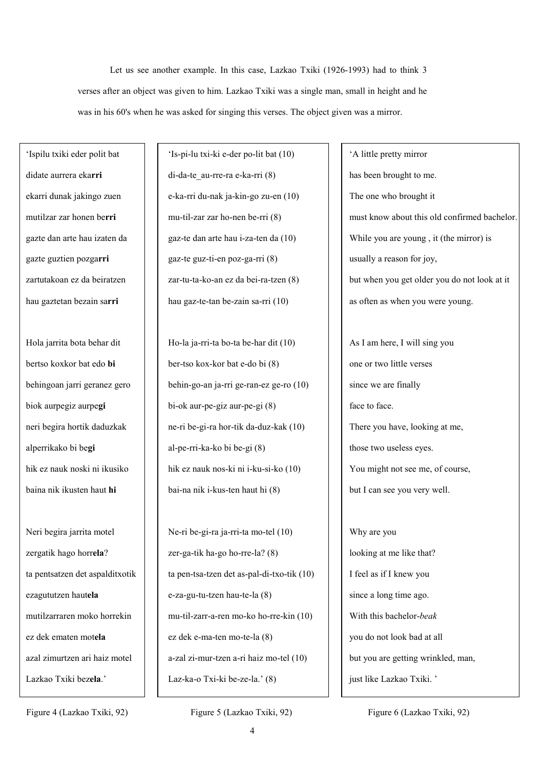Let us see another example. In this case, Lazkao Txiki (1926-1993) had to think 3 verses after an object was given to him. Lazkao Txiki was a single man, small in height and he was in his 60's when he was asked for singing this verses. The object given was a mirror.

'Ispilu txiki eder polit bat
didate aurrera eka**rri**
ekarri dunak jakingo zuen
mutilzar zar honen be**rri**
gazte dan arte hau izaten da
gazte guztien pozga**rri**
zartutakoan ez da beiratzen
hau gaztetan bezain sa**rri**

Hola jarrita bota behar dit
bertso koxkor bat edo **bi**
behingoan jarri geranez gero
biok aurpegiz aurpe**gi**
neri begira hortik daduzkak
alperrikako bi be**gi**
hik ez nauk noski ni ikusiko
baina nik ikusten haut **hi**

Neri begira jarrita motel
zergatik hago horr**ela**?
ta pentsatzen det aspalditxotik
ezagututzen haut**ela**
mutilzarraren moko horrekin
ez dek ematen mot**ela**
azal zimurtzen ari haiz motel
Lazkao Txiki bez**ela**.'

Figure 4 (Lazkao Txiki, 92)

'Is-pi-lu txi-ki e-der po-lit bat (10)
di-da-te_au-rre-ra e-ka-rri (8)
e-ka-rri du-nak ja-kin-go zu-en (10)
mu-til-zar zar ho-nen be-rri (8)
gaz-te dan arte hau i-za-ten da (10)
gaz-te guz-ti-en poz-ga-rri (8)
zar-tu-ta-ko-an ez da bei-ra-tzen (8)
hau gaz-te-tan be-zain sa-rri (10)

Ho-la ja-rri-ta bo-ta be-har dit (10)
ber-tso kox-kor bat e-do bi (8)
behin-go-an ja-rri ge-ran-ez ge-ro (10)
bi-ok aur-pe-giz aur-pe-gi (8)
ne-ri be-gi-ra hor-tik da-duz-kak (10)
al-pe-rri-ka-ko bi be-gi (8)
hik ez nauk nos-ki ni i-ku-si-ko (10)
bai-na nik i-kus-ten haut hi (8)

Ne-ri be-gi-ra ja-rri-ta mo-tel (10)
zer-ga-tik ha-go ho-rre-la? (8)
ta pen-tsa-tzen det as-pal-di-txo-tik (10)
e-za-gu-tu-tzen hau-te-la (8)
mu-til-zarr-a-ren mo-ko ho-rre-kin (10)
ez dek e-ma-ten mo-te-la (8)
a-zal zi-mur-tzen a-ri haiz mo-tel (10)
Laz-ka-o Txi-ki be-ze-la.' (8)

Figure 5 (Lazkao Txiki, 92)

'A little pretty mirror
has been brought to me.
The one who brought it
must know about this old confirmed bachelor.
While you are young , it (the mirror) is
usually a reason for joy,
but when you get older you do not look at it
as often as when you were young.

As I am here, I will sing you
one or two little verses
since we are finally
face to face.
There you have, looking at me,
those two useless eyes.
You might not see me, of course,
but I can see you very well.

Why are you
looking at me like that?
I feel as if I knew you
since a long time ago.
With this bachelor-*beak*
you do not look bad at all
but you are getting wrinkled, man,
just like Lazkao Txiki. '

Figure 6 (Lazkao Txiki, 92)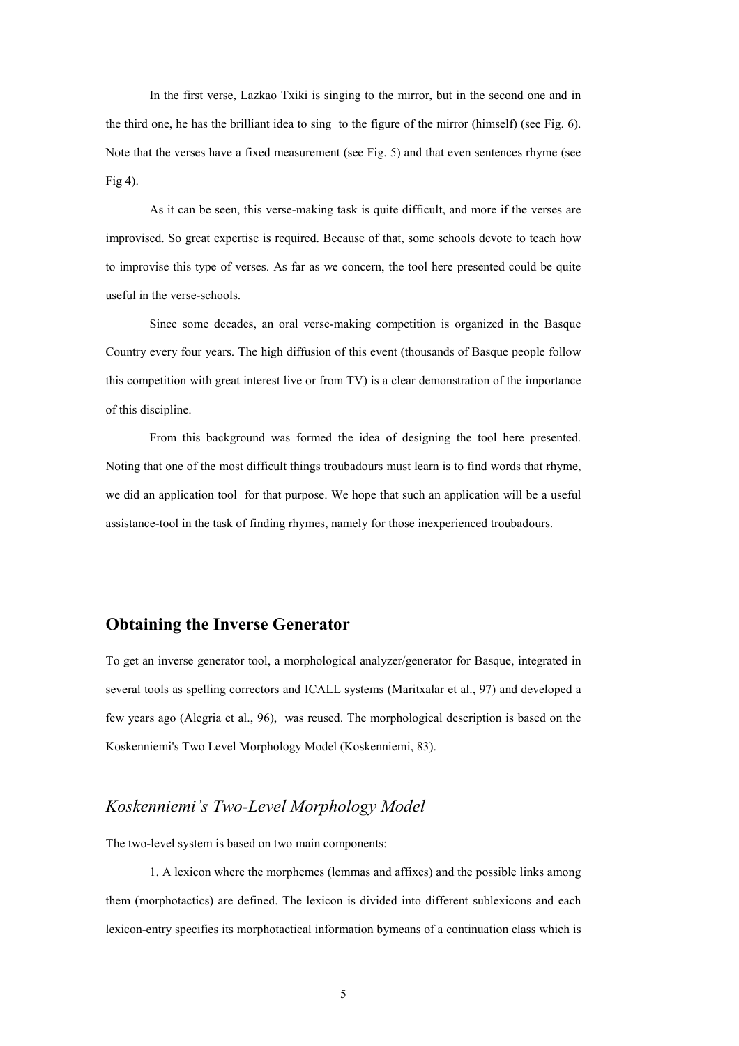In the first verse, Lazkao Txiki is singing to the mirror, but in the second one and in the third one, he has the brilliant idea to sing to the figure of the mirror (himself) (see Fig. 6). Note that the verses have a fixed measurement (see Fig. 5) and that even sentences rhyme (see Fig 4).

As it can be seen, this verse-making task is quite difficult, and more if the verses are improvised. So great expertise is required. Because of that, some schools devote to teach how to improvise this type of verses. As far as we concern, the tool here presented could be quite useful in the verse-schools.

Since some decades, an oral verse-making competition is organized in the Basque Country every four years. The high diffusion of this event (thousands of Basque people follow this competition with great interest live or from TV) is a clear demonstration of the importance of this discipline.

From this background was formed the idea of designing the tool here presented. Noting that one of the most difficult things troubadours must learn is to find words that rhyme, we did an application tool for that purpose. We hope that such an application will be a useful assistance-tool in the task of finding rhymes, namely for those inexperienced troubadours.

## Obtaining the Inverse Generator

To get an inverse generator tool, a morphological analyzer/generator for Basque, integrated in several tools as spelling correctors and ICALL systems (Maritxalar et al., 97) and developed a few years ago (Alegria et al., 96), was reused. The morphological description is based on the Koskenniemi's Two Level Morphology Model (Koskenniemi, 83).

### *Koskenniemi's Two-Level Morphology Model*

The two-level system is based on two main components:

1. A lexicon where the morphemes (lemmas and affixes) and the possible links among them (morphotactics) are defined. The lexicon is divided into different sublexicons and each lexicon-entry specifies its morphotactical information bymeans of a continuation class which is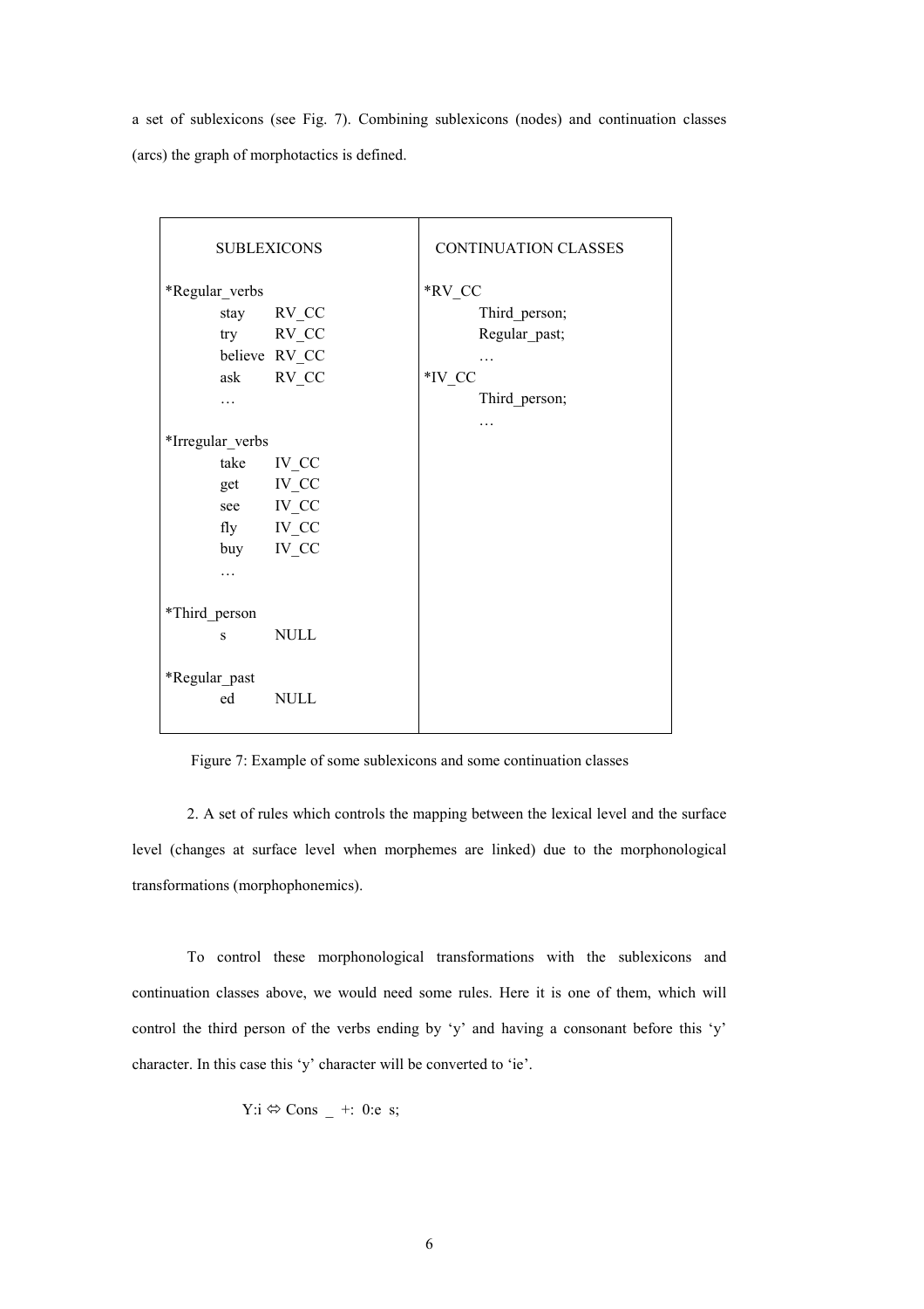a set of sublexicons (see Fig. 7). Combining sublexicons (nodes) and continuation classes (arcs) the graph of morphotactics is defined.

| SUBLEXICONS | CONTINUATION CLASSES |
|---|---|
| *Regular_verbs<br>stay RV_CC<br>try RV_CC<br>believe RV_CC<br>ask RV_CC<br>…<br><br>*Irregular_verbs<br>take IV_CC<br>get IV_CC<br>see IV_CC<br>fly IV_CC<br>buy IV_CC<br>…<br><br>*Third_person<br>s NULL<br><br>*Regular_past<br>ed NULL | *RV_CC<br>Third_person;<br>Regular_past;<br>…<br>*IV_CC<br>Third_person;<br>… |

Figure 7: Example of some sublexicons and some continuation classes

2. A set of rules which controls the mapping between the lexical level and the surface level (changes at surface level when morphemes are linked) due to the morphonological transformations (morphophonemics).

To control these morphonological transformations with the sublexicons and continuation classes above, we would need some rules. Here it is one of them, which will control the third person of the verbs ending by 'y' and having a consonant before this 'y' character. In this case this 'y' character will be converted to 'ie'.

Y:i ⇔ Cons _ +: 0:e s;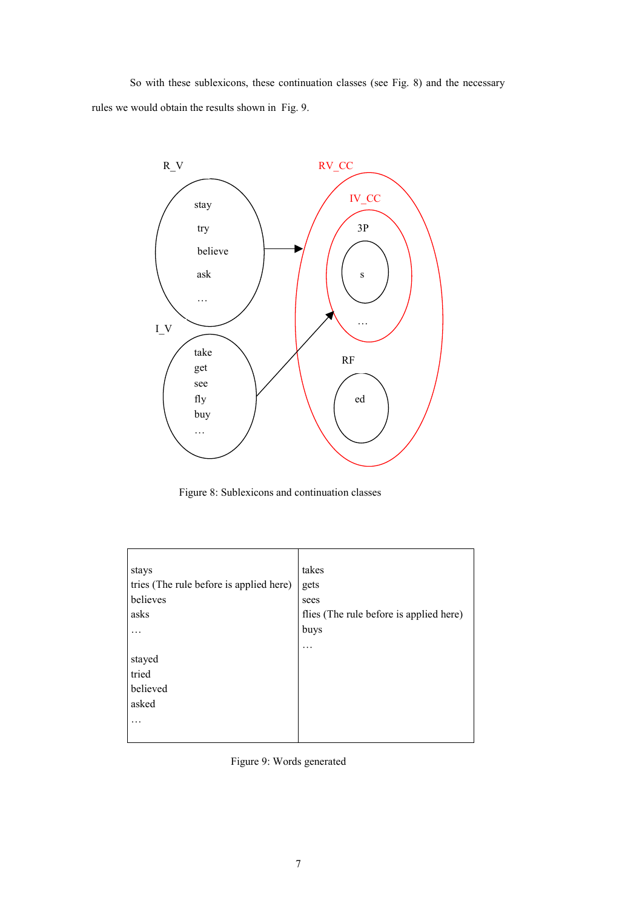So with these sublexicons, these continuation classes (see Fig. 8) and the necessary rules we would obtain the results shown in Fig. 9.

Figure 8: Sublexicons and continuation classes

| | |
|---|---|
| stays | takes |
| tries (The rule before is applied here) | gets |
| believes | sees |
| asks | flies (The rule before is applied here) |
| … | buys |
| | … |
| stayed | |
| tried | |
| believed | |
| asked | |
| … | |

Figure 9: Words generated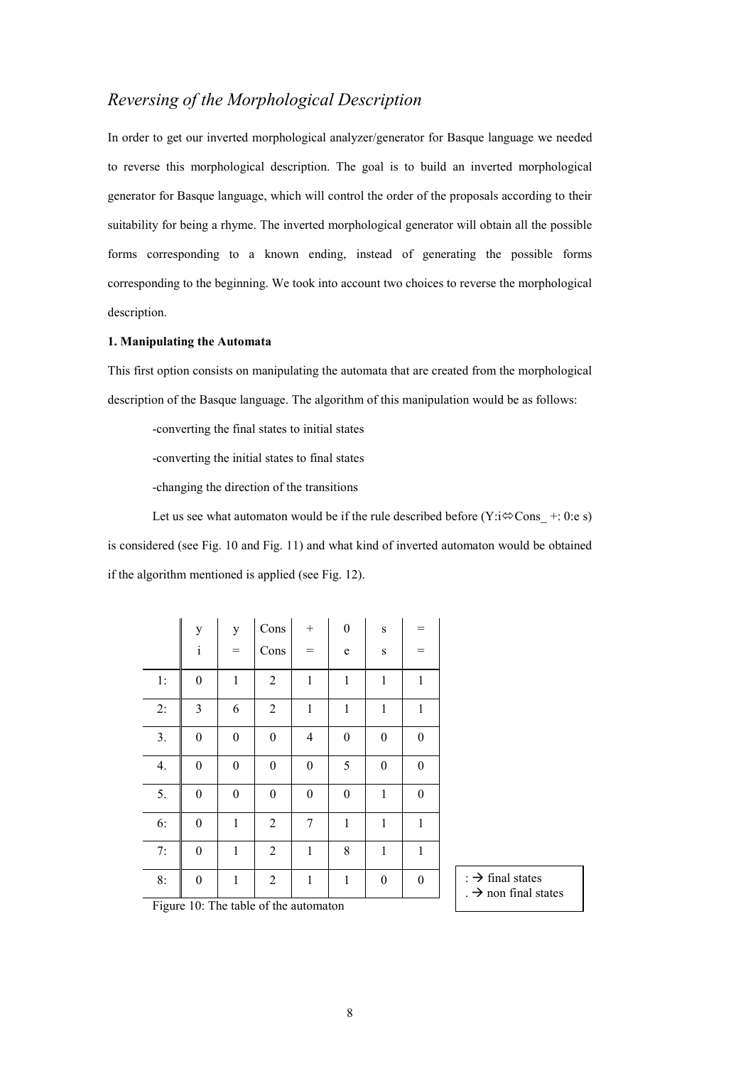## *Reversing of the Morphological Description*

In order to get our inverted morphological analyzer/generator for Basque language we needed to reverse this morphological description. The goal is to build an inverted morphological generator for Basque language, which will control the order of the proposals according to their suitability for being a rhyme. The inverted morphological generator will obtain all the possible forms corresponding to a known ending, instead of generating the possible forms corresponding to the beginning. We took into account two choices to reverse the morphological description.

**1. Manipulating the Automata**

This first option consists on manipulating the automata that are created from the morphological description of the Basque language. The algorithm of this manipulation would be as follows:

-converting the final states to initial states

-converting the initial states to final states

-changing the direction of the transitions

Let us see what automaton would be if the rule described before (Y:i⇔Cons_ +: 0:e s) is considered (see Fig. 10 and Fig. 11) and what kind of inverted automaton would be obtained if the algorithm mentioned is applied (see Fig. 12).

| | y | y | Cons | + | 0 | s | = |
|---|---|---|---|---|---|---|---|
| | i | = | Cons | = | e | s | = |
| 1: | 0 | 1 | 2 | 1 | 1 | 1 | 1 |
| 2: | 3 | 6 | 2 | 1 | 1 | 1 | 1 |
| 3. | 0 | 0 | 0 | 4 | 0 | 0 | 0 |
| 4. | 0 | 0 | 0 | 0 | 5 | 0 | 0 |
| 5. | 0 | 0 | 0 | 0 | 0 | 1 | 0 |
| 6: | 0 | 1 | 2 | 7 | 1 | 1 | 1 |
| 7: | 0 | 1 | 2 | 1 | 8 | 1 | 1 |
| 8: | 0 | 1 | 2 | 1 | 1 | 0 | 0 |

: → final states
. → non final states

Figure 10: The table of the automaton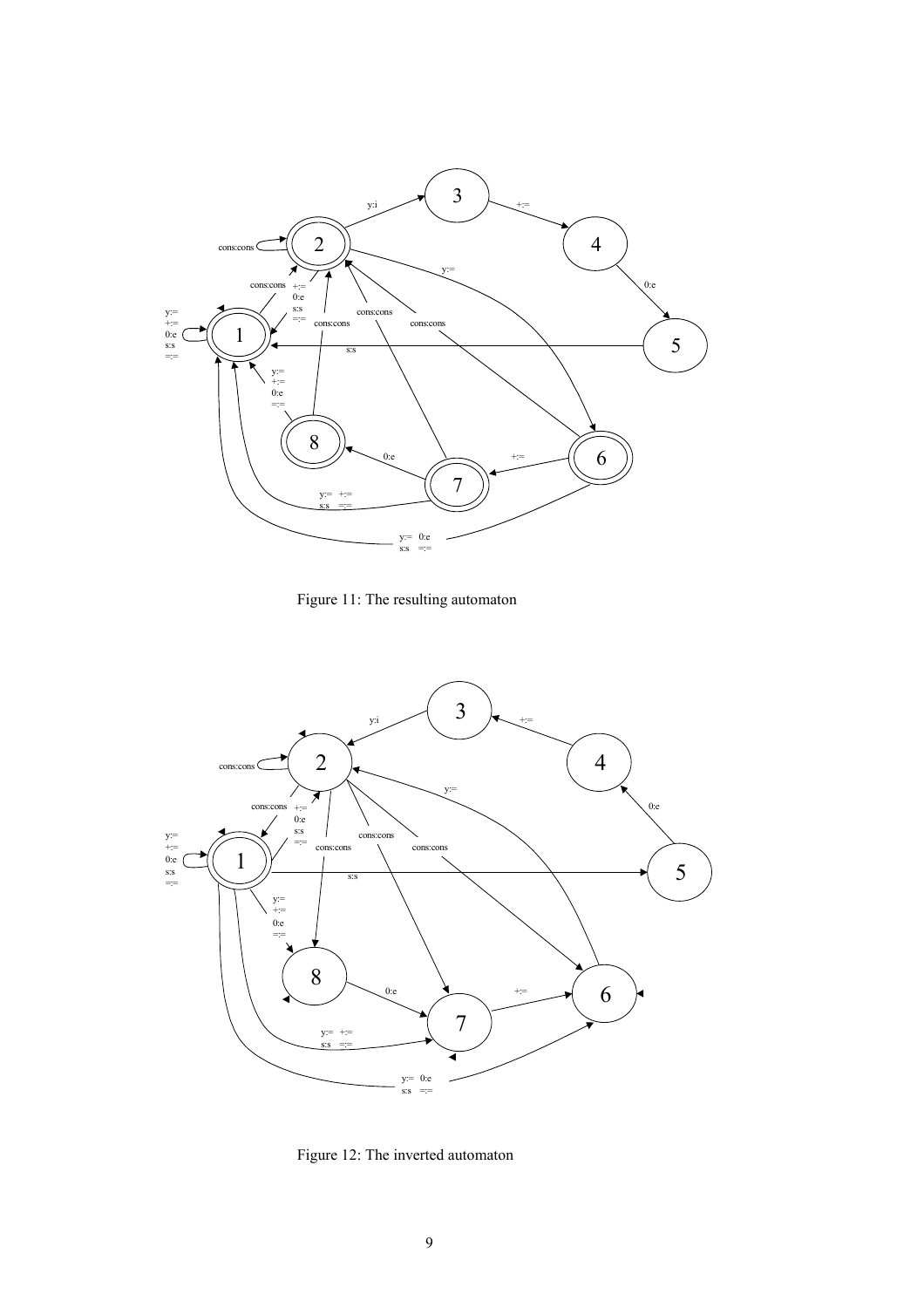Figure 11: The resulting automaton

Figure 12: The inverted automaton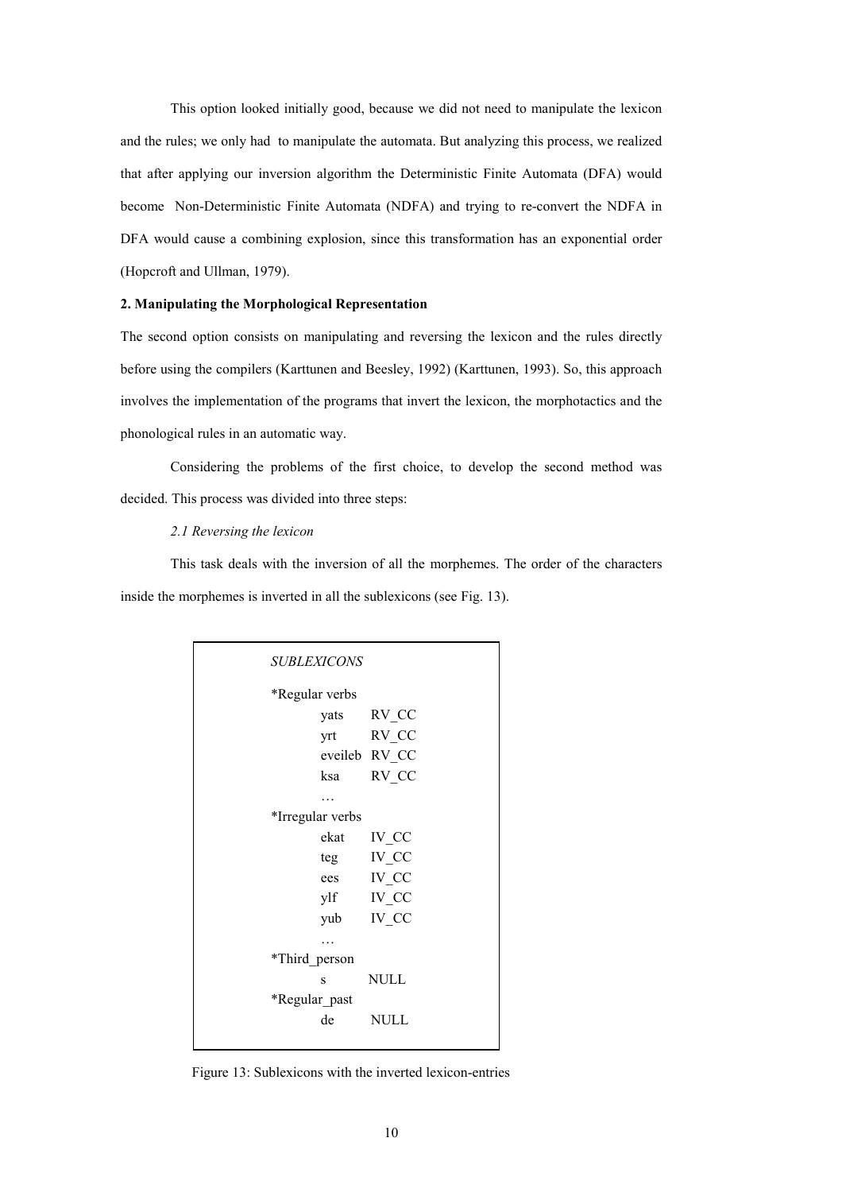This option looked initially good, because we did not need to manipulate the lexicon and the rules; we only had to manipulate the automata. But analyzing this process, we realized that after applying our inversion algorithm the Deterministic Finite Automata (DFA) would become Non-Deterministic Finite Automata (NDFA) and trying to re-convert the NDFA in DFA would cause a combining explosion, since this transformation has an exponential order (Hopcroft and Ullman, 1979).

**2. Manipulating the Morphological Representation**

The second option consists on manipulating and reversing the lexicon and the rules directly before using the compilers (Karttunen and Beesley, 1992) (Karttunen, 1993). So, this approach involves the implementation of the programs that invert the lexicon, the morphotactics and the phonological rules in an automatic way.

Considering the problems of the first choice, to develop the second method was decided. This process was divided into three steps:

*2.1 Reversing the lexicon*

This task deals with the inversion of all the morphemes. The order of the characters inside the morphemes is inverted in all the sublexicons (see Fig. 13).

```
SUBLEXICONS

*Regular verbs
        yats      RV_CC
        yrt       RV_CC
        eveileb   RV_CC
        ksa       RV_CC
        …
*Irregular verbs
        ekat      IV_CC
        teg       IV_CC
        ees       IV_CC
        ylf       IV_CC
        yub       IV_CC
        …
*Third_person
        s         NULL
*Regular_past
        de        NULL
```

Figure 13: Sublexicons with the inverted lexicon-entries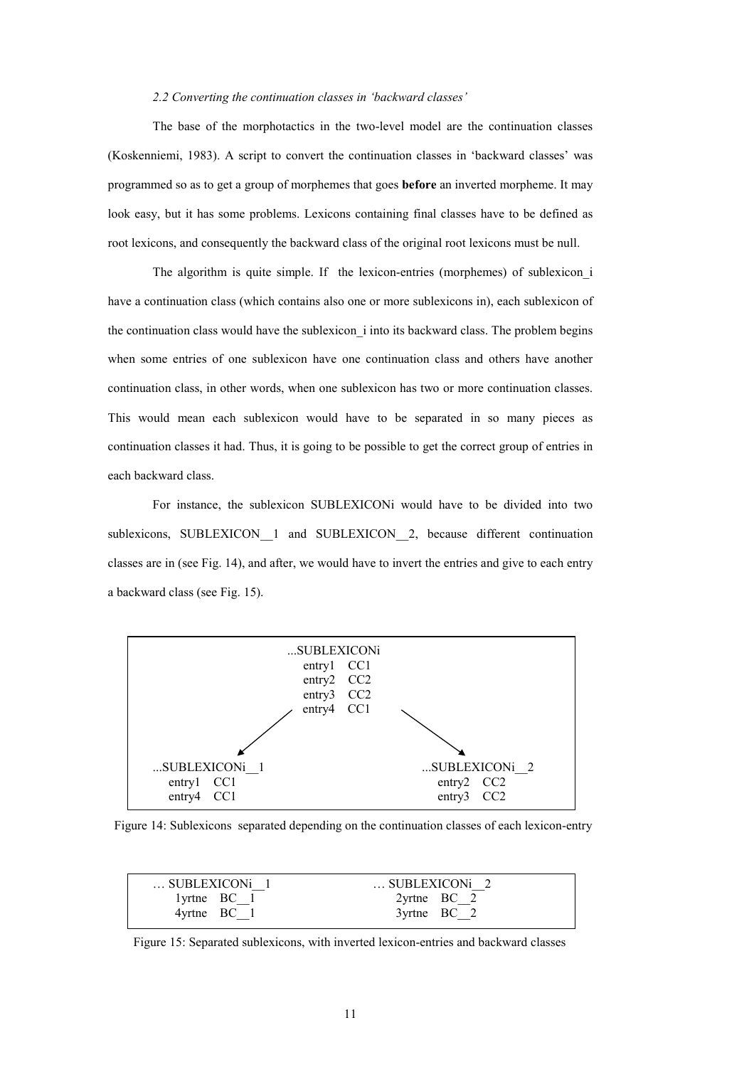### *2.2 Converting the continuation classes in 'backward classes'*

The base of the morphotactics in the two-level model are the continuation classes (Koskenniemi, 1983). A script to convert the continuation classes in 'backward classes' was programmed so as to get a group of morphemes that goes **before** an inverted morpheme. It may look easy, but it has some problems. Lexicons containing final classes have to be defined as root lexicons, and consequently the backward class of the original root lexicons must be null.

The algorithm is quite simple. If the lexicon-entries (morphemes) of sublexicon_i have a continuation class (which contains also one or more sublexicons in), each sublexicon of the continuation class would have the sublexicon_i into its backward class. The problem begins when some entries of one sublexicon have one continuation class and others have another continuation class, in other words, when one sublexicon has two or more continuation classes. This would mean each sublexicon would have to be separated in so many pieces as continuation classes it had. Thus, it is going to be possible to get the correct group of entries in each backward class.

For instance, the sublexicon SUBLEXICONi would have to be divided into two sublexicons, SUBLEXICON__1 and SUBLEXICON__2, because different continuation classes are in (see Fig. 14), and after, we would have to invert the entries and give to each entry a backward class (see Fig. 15).

```
                    ...SUBLEXICONi
                       entry1   CC1
                       entry2   CC2
                       entry3   CC2
                       entry4   CC1
                   /                  \
                  v                    v
...SUBLEXICONi__1                      ...SUBLEXICONi__2
   entry1   CC1                           entry2   CC2
   entry4   CC1                           entry3   CC2
```

Figure 14: Sublexicons separated depending on the continuation classes of each lexicon-entry

```
… SUBLEXICONi__1                 … SUBLEXICONi__2
    1yrtne   BC__1                    2yrtne   BC__2
    4yrtne   BC__1                    3yrtne   BC__2
```

Figure 15: Separated sublexicons, with inverted lexicon-entries and backward classes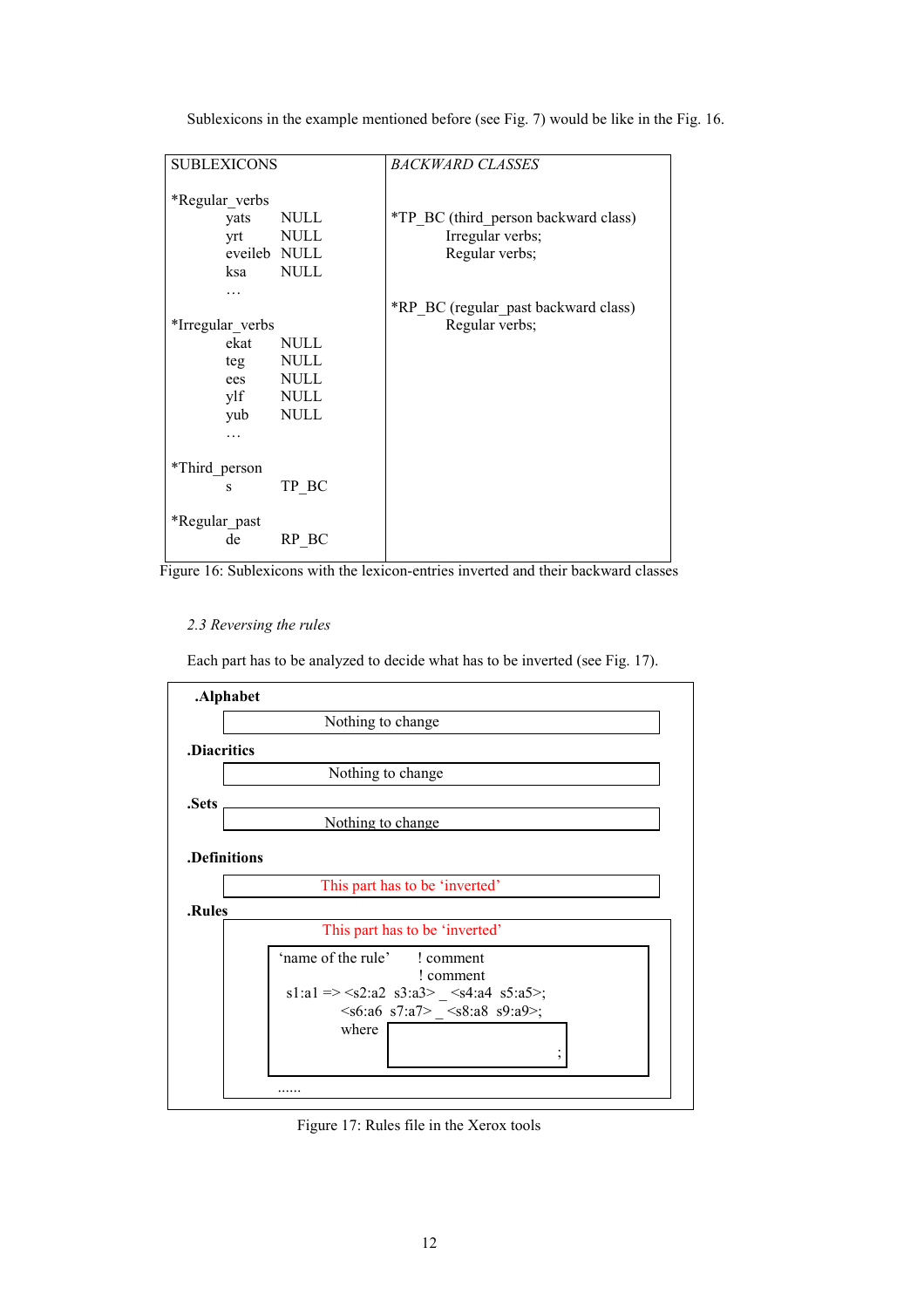Sublexicons in the example mentioned before (see Fig. 7) would be like in the Fig. 16.

| SUBLEXICONS | BACKWARD CLASSES |
|---|---|
| *Regular_verbs | |
| yats NULL | *TP_BC (third_person backward class) |
| yrt NULL | Irregular verbs; |
| eveileb NULL | Regular verbs; |
| ksa NULL | |
| … | *RP_BC (regular_past backward class) |
| *Irregular_verbs | Regular verbs; |
| ekat NULL | |
| teg NULL | |
| ees NULL | |
| ylf NULL | |
| yub NULL | |
| … | |
| *Third_person | |
| s TP_BC | |
| *Regular_past | |
| de RP_BC | |

Figure 16: Sublexicons with the lexicon-entries inverted and their backward classes

### *2.3 Reversing the rules*

Each part has to be analyzed to decide what has to be inverted (see Fig. 17).

```
.Alphabet
        Nothing to change
.Diacritics
        Nothing to change
.Sets
        Nothing to change
.Definitions
        This part has to be 'inverted'
.Rules
        This part has to be 'inverted'
            'name of the rule'      ! comment
                                    ! comment
            s1:a1 => <s2:a2  s3:a3> _ <s4:a4  s5:a5>;
                     <s6:a6  s7:a7> _ <s8:a8  s9:a9>;
                     where
                                                   ;
            ......
```

Figure 17: Rules file in the Xerox tools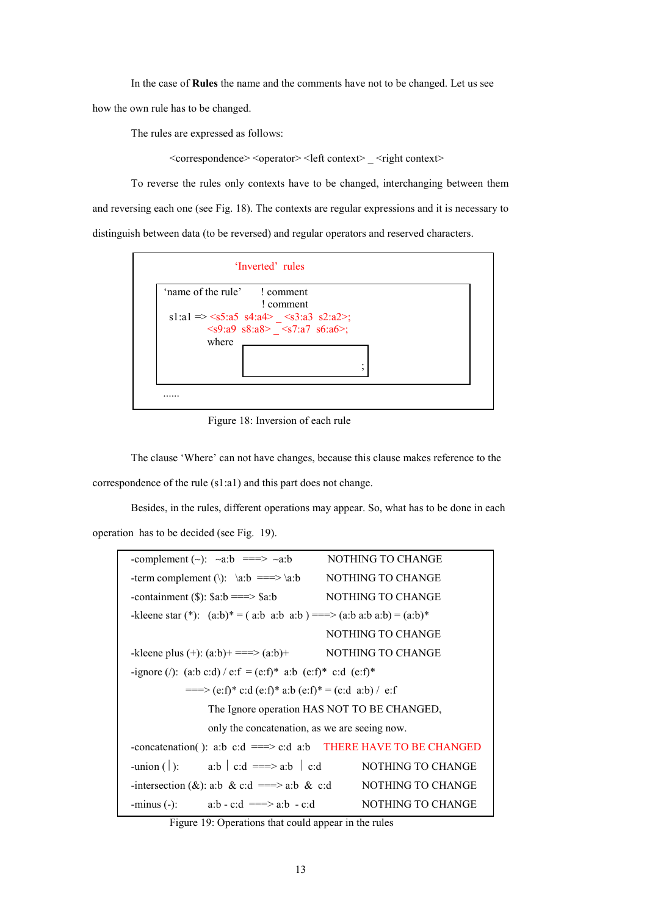In the case of **Rules** the name and the comments have not to be changed. Let us see how the own rule has to be changed.

The rules are expressed as follows:

<correspondence> <operator> <left context> _ <right context>

To reverse the rules only contexts have to be changed, interchanging between them and reversing each one (see Fig. 18). The contexts are regular expressions and it is necessary to distinguish between data (to be reversed) and regular operators and reserved characters.

```
                'Inverted' rules

  'name of the rule'      ! comment
                          ! comment
   s1:a1 => <s5:a5  s4:a4> _ <s3:a3  s2:a2>;
            <s9:a9  s8:a8> _ <s7:a7  s6:a6>;
            where
                     [                    ;]

  ......
```

Figure 18: Inversion of each rule

The clause 'Where' can not have changes, because this clause makes reference to the correspondence of the rule (s1:a1) and this part does not change.

Besides, in the rules, different operations may appear. So, what has to be done in each operation has to be decided (see Fig. 19).

```
-complement (~):   ~a:b   ===>  ~a:b            NOTHING TO CHANGE
-term complement (\):   \a:b  ===> \a:b          NOTHING TO CHANGE
-containment ($): $a:b ===> $a:b                 NOTHING TO CHANGE
-kleene star (*):   (a:b)* = ( a:b  a:b  a:b ) ===> (a:b a:b a:b) = (a:b)*
                                                 NOTHING TO CHANGE
-kleene plus (+): (a:b)+ ===> (a:b)+             NOTHING TO CHANGE
-ignore (/):  (a:b c:d) / e:f  = (e:f)*  a:b  (e:f)*  c:d  (e:f)*
              ===> (e:f)* c:d (e:f)* a:b (e:f)* = (c:d  a:b) /  e:f
                   The Ignore operation HAS NOT TO BE CHANGED,
                   only the concatenation, as we are seeing now.
-concatenation( ):  a:b  c:d  ===> c:d  a:b    THERE HAVE TO BE CHANGED
-union (|):        a:b | c:d  ===> a:b  | c:d        NOTHING TO CHANGE
-intersection (&): a:b  & c:d  ===> a:b  &  c:d      NOTHING TO CHANGE
-minus (-):        a:b - c:d  ===> a:b  - c:d        NOTHING TO CHANGE
```

Figure 19: Operations that could appear in the rules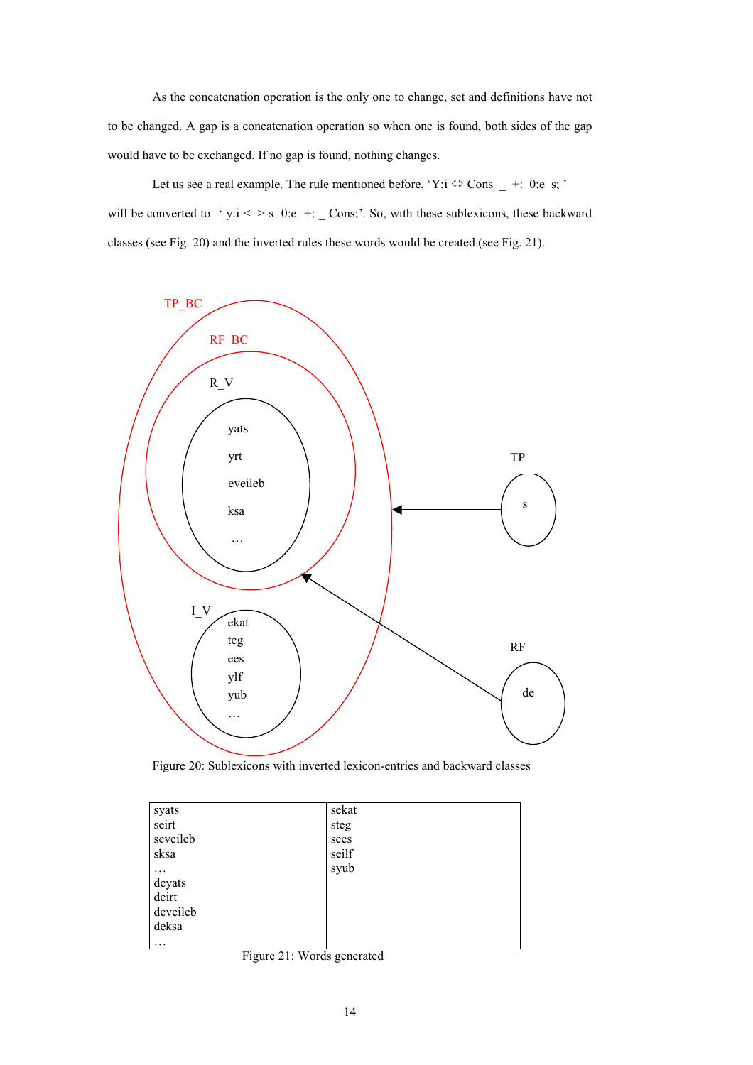As the concatenation operation is the only one to change, set and definitions have not to be changed. A gap is a concatenation operation so when one is found, both sides of the gap would have to be exchanged. If no gap is found, nothing changes.

Let us see a real example. The rule mentioned before, 'Y:i ⇔ Cons _ +: 0:e s; ' will be converted to ' y:i <=> s 0:e +: _ Cons;'. So, with these sublexicons, these backward classes (see Fig. 20) and the inverted rules these words would be created (see Fig. 21).

TP_BC

RF_BC

R_V

yats
yrt
eveileb
ksa
…

TP

s

I_V

ekat
teg
ees
ylf
yub
…

RF

de

Figure 20: Sublexicons with inverted lexicon-entries and backward classes

| syats<br>seirt<br>seveileb<br>sksa<br>…<br>deyats<br>deirt<br>develleb<br>deksa<br>… | sekat<br>steg<br>sees<br>seilf<br>syub |
|---|---|

Figure 21: Words generated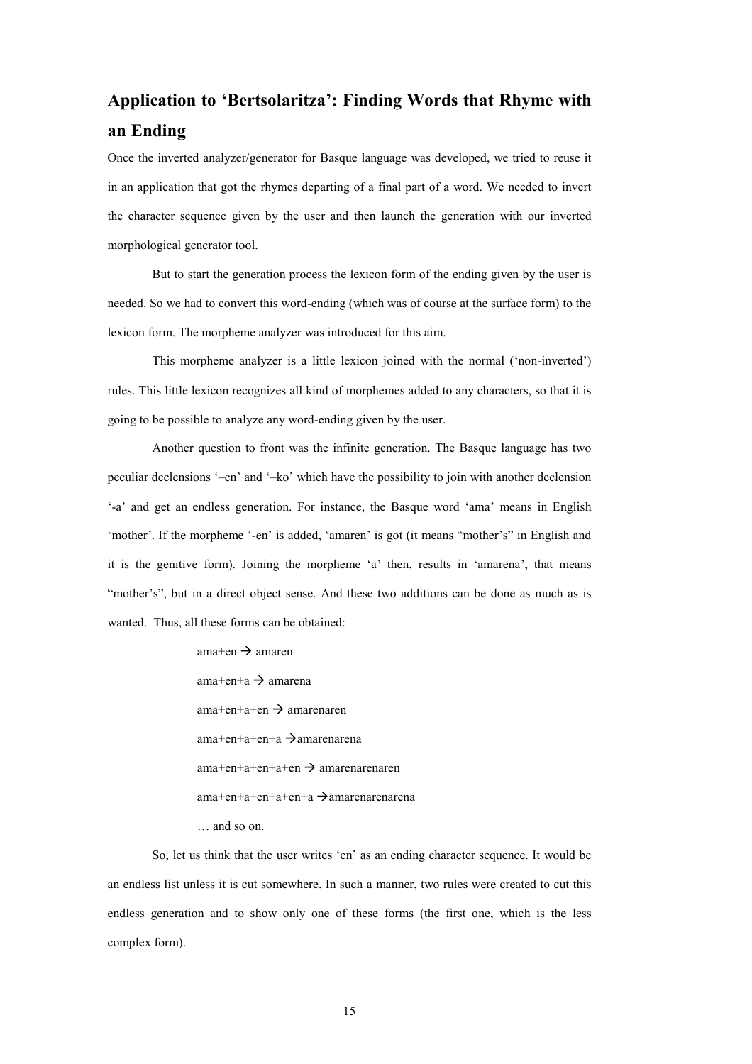## Application to 'Bertsolaritza': Finding Words that Rhyme with an Ending

Once the inverted analyzer/generator for Basque language was developed, we tried to reuse it in an application that got the rhymes departing of a final part of a word. We needed to invert the character sequence given by the user and then launch the generation with our inverted morphological generator tool.

But to start the generation process the lexicon form of the ending given by the user is needed. So we had to convert this word-ending (which was of course at the surface form) to the lexicon form. The morpheme analyzer was introduced for this aim.

This morpheme analyzer is a little lexicon joined with the normal ('non-inverted') rules. This little lexicon recognizes all kind of morphemes added to any characters, so that it is going to be possible to analyze any word-ending given by the user.

Another question to front was the infinite generation. The Basque language has two peculiar declensions '–en' and '–ko' which have the possibility to join with another declension '-a' and get an endless generation. For instance, the Basque word 'ama' means in English 'mother'. If the morpheme '-en' is added, 'amaren' is got (it means "mother's" in English and it is the genitive form). Joining the morpheme 'a' then, results in 'amarena', that means "mother's", but in a direct object sense. And these two additions can be done as much as is wanted. Thus, all these forms can be obtained:

ama+en → amaren

ama+en+a → amarena

ama+en+a+en → amarenaren

ama+en+a+en+a → amarenarena

ama+en+a+en+a+en → amarenarenaren

ama+en+a+en+a+en+a → amarenarenarena

… and so on.

So, let us think that the user writes 'en' as an ending character sequence. It would be an endless list unless it is cut somewhere. In such a manner, two rules were created to cut this endless generation and to show only one of these forms (the first one, which is the less complex form).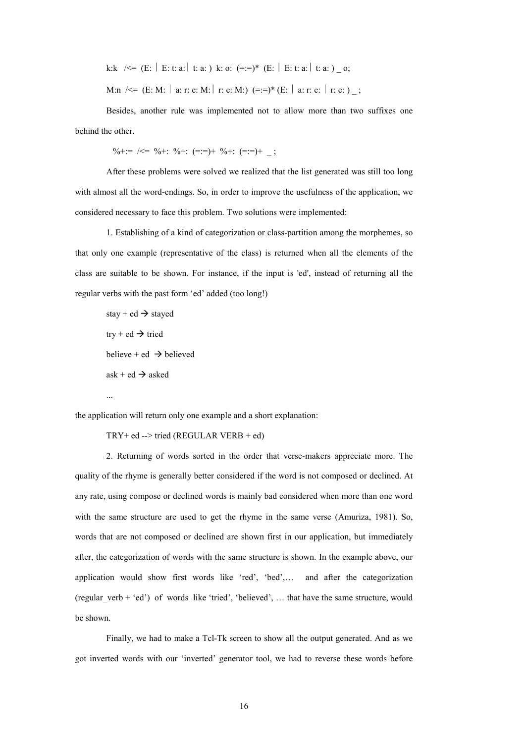k:k /<= (E: | E: t: a:| t: a: ) k: o: (=:=)* (E: | E: t: a:| t: a: ) _ o;

M:n /<= (E: M: | a: r: e: M:| r: e: M:) (=:=)* (E: | a: r: e: | r: e: ) _ ;

Besides, another rule was implemented not to allow more than two suffixes one behind the other.

%+:= /<= %+: %+: (=:=)+ %+: (=:=)+ _ ;

After these problems were solved we realized that the list generated was still too long with almost all the word-endings. So, in order to improve the usefulness of the application, we considered necessary to face this problem. Two solutions were implemented:

1. Establishing of a kind of categorization or class-partition among the morphemes, so that only one example (representative of the class) is returned when all the elements of the class are suitable to be shown. For instance, if the input is 'ed', instead of returning all the regular verbs with the past form 'ed' added (too long!)

stay + ed → stayed

try + ed → tried

believe + ed → believed

ask + ed → asked

...

the application will return only one example and a short explanation:

TRY+ ed --> tried (REGULAR VERB + ed)

2. Returning of words sorted in the order that verse-makers appreciate more. The quality of the rhyme is generally better considered if the word is not composed or declined. At any rate, using compose or declined words is mainly bad considered when more than one word with the same structure are used to get the rhyme in the same verse (Amuriza, 1981). So, words that are not composed or declined are shown first in our application, but immediately after, the categorization of words with the same structure is shown. In the example above, our application would show first words like 'red', 'bed',… and after the categorization (regular_verb + 'ed') of words like 'tried', 'believed', … that have the same structure, would be shown.

Finally, we had to make a Tcl-Tk screen to show all the output generated. And as we got inverted words with our 'inverted' generator tool, we had to reverse these words before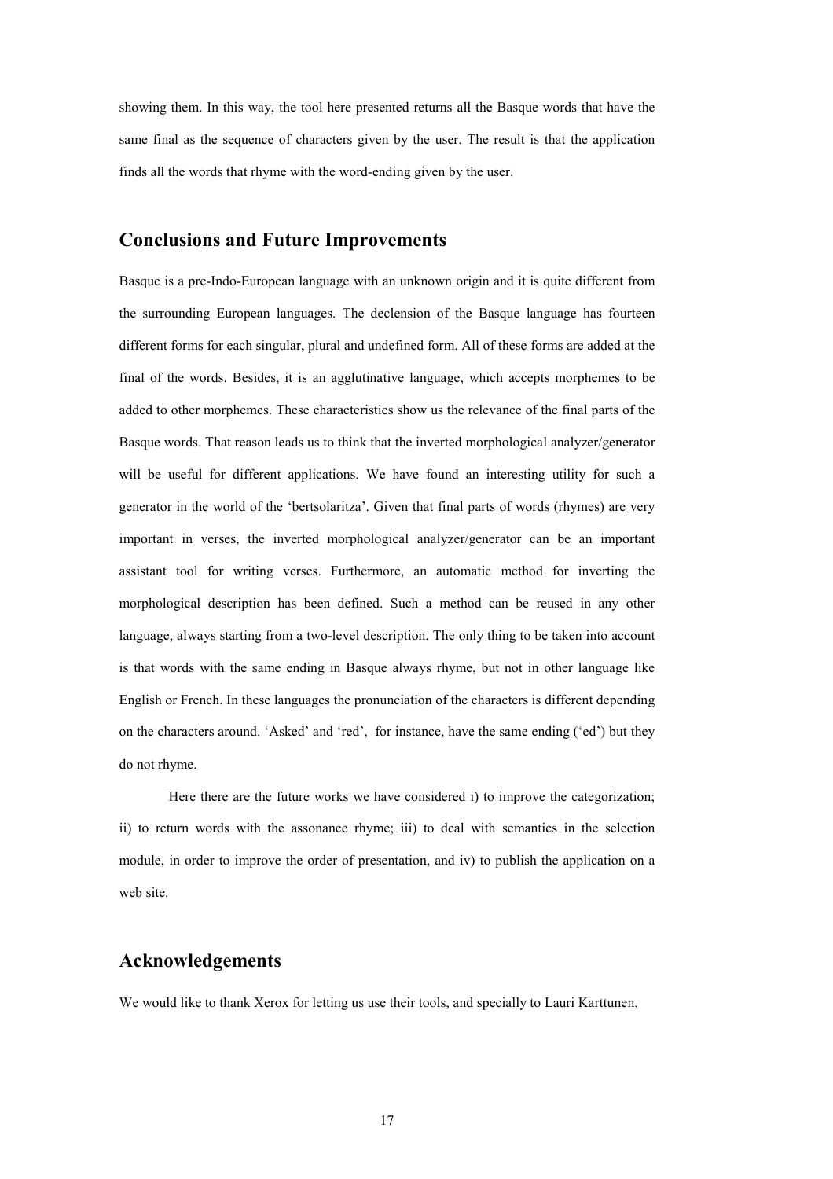showing them. In this way, the tool here presented returns all the Basque words that have the same final as the sequence of characters given by the user. The result is that the application finds all the words that rhyme with the word-ending given by the user.

## Conclusions and Future Improvements

Basque is a pre-Indo-European language with an unknown origin and it is quite different from the surrounding European languages. The declension of the Basque language has fourteen different forms for each singular, plural and undefined form. All of these forms are added at the final of the words. Besides, it is an agglutinative language, which accepts morphemes to be added to other morphemes. These characteristics show us the relevance of the final parts of the Basque words. That reason leads us to think that the inverted morphological analyzer/generator will be useful for different applications. We have found an interesting utility for such a generator in the world of the 'bertsolaritza'. Given that final parts of words (rhymes) are very important in verses, the inverted morphological analyzer/generator can be an important assistant tool for writing verses. Furthermore, an automatic method for inverting the morphological description has been defined. Such a method can be reused in any other language, always starting from a two-level description. The only thing to be taken into account is that words with the same ending in Basque always rhyme, but not in other language like English or French. In these languages the pronunciation of the characters is different depending on the characters around. 'Asked' and 'red', for instance, have the same ending ('ed') but they do not rhyme.

Here there are the future works we have considered i) to improve the categorization; ii) to return words with the assonance rhyme; iii) to deal with semantics in the selection module, in order to improve the order of presentation, and iv) to publish the application on a web site.

## Acknowledgements

We would like to thank Xerox for letting us use their tools, and specially to Lauri Karttunen.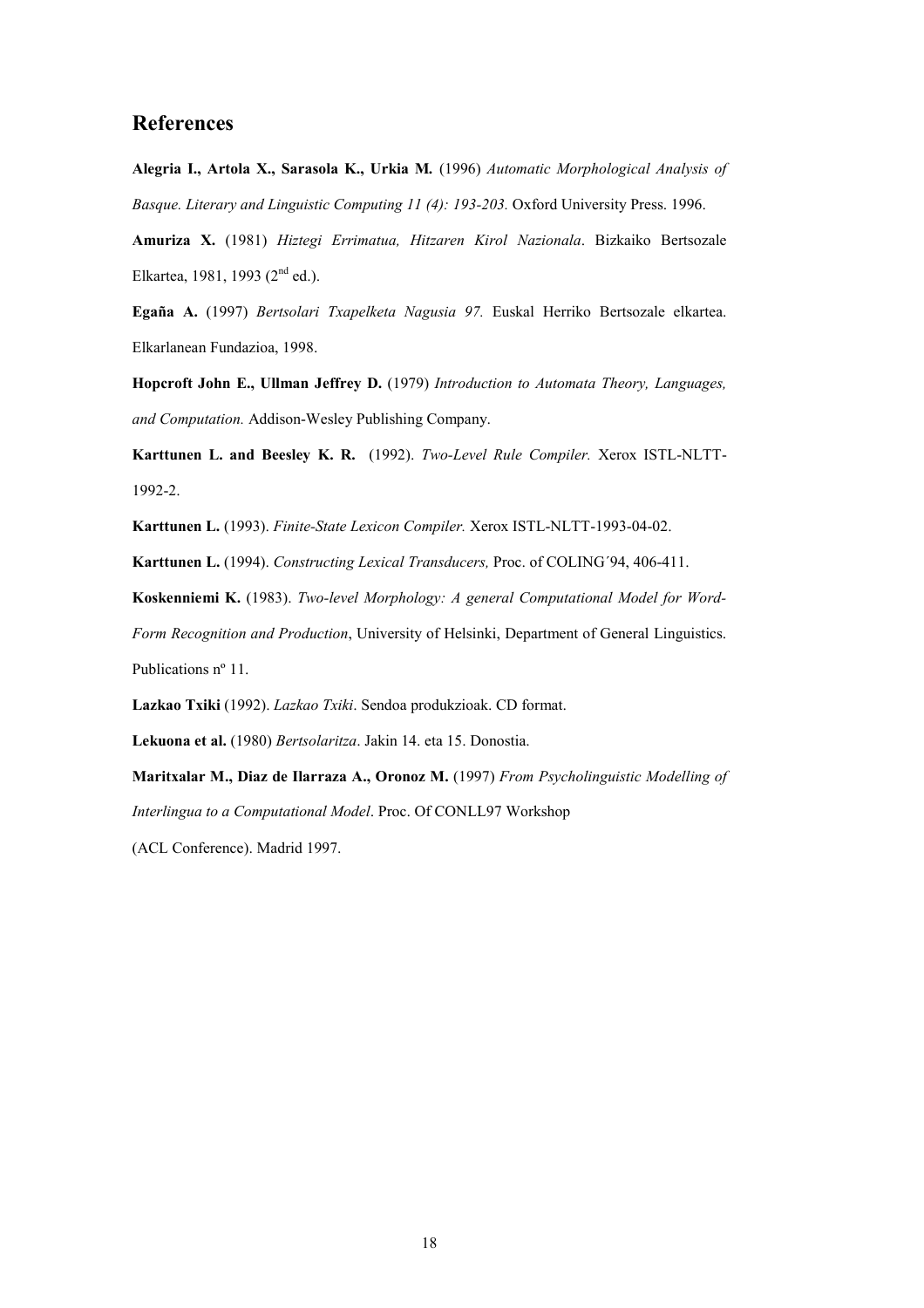## References

**Alegria I., Artola X., Sarasola K., Urkia M.** (1996) *Automatic Morphological Analysis of Basque. Literary and Linguistic Computing 11 (4): 193-203.* Oxford University Press. 1996.

**Amuriza X.** (1981) *Hiztegi Errimatua, Hitzaren Kirol Nazionala*. Bizkaiko Bertsozale Elkartea, 1981, 1993 (2nd ed.).

**Egaña A.** (1997) *Bertsolari Txapelketa Nagusia 97.* Euskal Herriko Bertsozale elkartea. Elkarlanean Fundazioa, 1998.

**Hopcroft John E., Ullman Jeffrey D.** (1979) *Introduction to Automata Theory, Languages, and Computation.* Addison-Wesley Publishing Company.

**Karttunen L. and Beesley K. R.** (1992). *Two-Level Rule Compiler.* Xerox ISTL-NLTT-1992-2.

**Karttunen L.** (1993). *Finite-State Lexicon Compiler.* Xerox ISTL-NLTT-1993-04-02.

**Karttunen L.** (1994). *Constructing Lexical Transducers,* Proc. of COLING´94, 406-411.

**Koskenniemi K.** (1983). *Two-level Morphology: A general Computational Model for Word-Form Recognition and Production*, University of Helsinki, Department of General Linguistics. Publications nº 11.

**Lazkao Txiki** (1992). *Lazkao Txiki*. Sendoa produkzioak. CD format.

**Lekuona et al.** (1980) *Bertsolaritza*. Jakin 14. eta 15. Donostia.

**Maritxalar M., Diaz de Ilarraza A., Oronoz M.** (1997) *From Psycholinguistic Modelling of Interlingua to a Computational Model*. Proc. Of CONLL97 Workshop (ACL Conference). Madrid 1997.